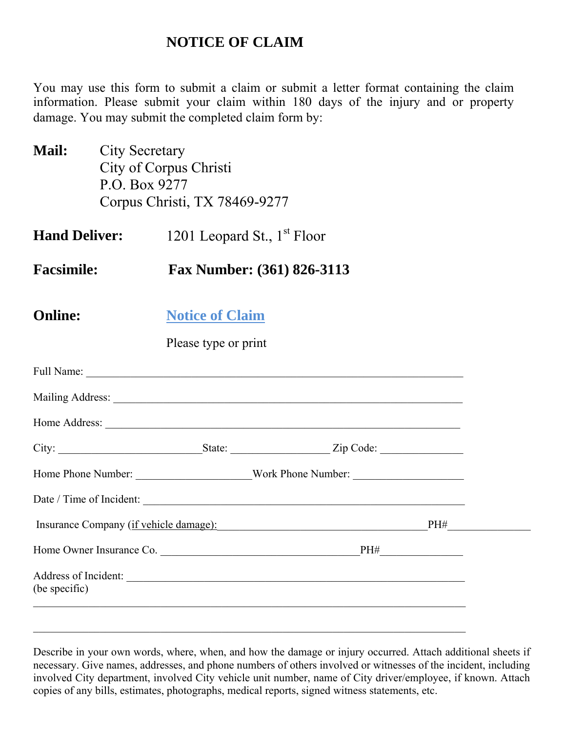# NOTICE OF CLAIM

You may use this form to submit a claim or submit a letter format containing the claim information. Please submit your claim within 180 days of the injury and or property damage. You may submit the completed claim form by:

**Mail:** City Secretary
City of Corpus Christi
P.O. Box 9277
Corpus Christi, TX 78469-9277

**Hand Deliver:** 1201 Leopard St., 1st Floor

**Facsimile:** **Fax Number: (361) 826-3113**

**Online:** Notice of Claim

Please type or print

Full Name: ____________________________________________

Mailing Address: ____________________________________________

Home Address: ____________________________________________

City: ____________________ State: ______________ Zip Code: ____________

Home Phone Number: ________________ Work Phone Number: ________________

Date / Time of Incident: ____________________________________________

Insurance Company (if vehicle damage): ______________________________ PH# ____________

Home Owner Insurance Co. ______________________________ PH# ____________

Address of Incident: ____________________________________________
(be specific)

____________________________________________

____________________________________________

Describe in your own words, where, when, and how the damage or injury occurred. Attach additional sheets if necessary. Give names, addresses, and phone numbers of others involved or witnesses of the incident, including involved City department, involved City vehicle unit number, name of City driver/employee, if known. Attach copies of any bills, estimates, photographs, medical reports, signed witness statements, etc.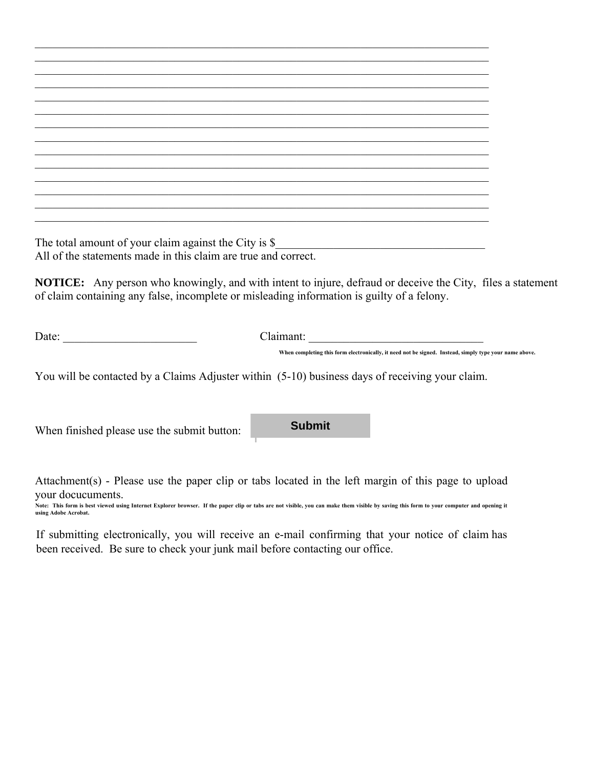\_\_\_\_\_\_\_\_\_\_\_\_\_\_\_\_\_\_\_\_\_\_\_\_\_\_\_\_\_\_\_\_\_\_\_\_\_\_\_\_\_\_\_\_\_\_\_\_\_\_\_\_\_\_\_\_\_\_\_\_\_\_\_\_\_\_\_\_\_\_\_\_\_\_\_\_\_\_
\_\_\_\_\_\_\_\_\_\_\_\_\_\_\_\_\_\_\_\_\_\_\_\_\_\_\_\_\_\_\_\_\_\_\_\_\_\_\_\_\_\_\_\_\_\_\_\_\_\_\_\_\_\_\_\_\_\_\_\_\_\_\_\_\_\_\_\_\_\_\_\_\_\_\_\_\_\_
\_\_\_\_\_\_\_\_\_\_\_\_\_\_\_\_\_\_\_\_\_\_\_\_\_\_\_\_\_\_\_\_\_\_\_\_\_\_\_\_\_\_\_\_\_\_\_\_\_\_\_\_\_\_\_\_\_\_\_\_\_\_\_\_\_\_\_\_\_\_\_\_\_\_\_\_\_\_
\_\_\_\_\_\_\_\_\_\_\_\_\_\_\_\_\_\_\_\_\_\_\_\_\_\_\_\_\_\_\_\_\_\_\_\_\_\_\_\_\_\_\_\_\_\_\_\_\_\_\_\_\_\_\_\_\_\_\_\_\_\_\_\_\_\_\_\_\_\_\_\_\_\_\_\_\_\_
\_\_\_\_\_\_\_\_\_\_\_\_\_\_\_\_\_\_\_\_\_\_\_\_\_\_\_\_\_\_\_\_\_\_\_\_\_\_\_\_\_\_\_\_\_\_\_\_\_\_\_\_\_\_\_\_\_\_\_\_\_\_\_\_\_\_\_\_\_\_\_\_\_\_\_\_\_\_
\_\_\_\_\_\_\_\_\_\_\_\_\_\_\_\_\_\_\_\_\_\_\_\_\_\_\_\_\_\_\_\_\_\_\_\_\_\_\_\_\_\_\_\_\_\_\_\_\_\_\_\_\_\_\_\_\_\_\_\_\_\_\_\_\_\_\_\_\_\_\_\_\_\_\_\_\_\_
\_\_\_\_\_\_\_\_\_\_\_\_\_\_\_\_\_\_\_\_\_\_\_\_\_\_\_\_\_\_\_\_\_\_\_\_\_\_\_\_\_\_\_\_\_\_\_\_\_\_\_\_\_\_\_\_\_\_\_\_\_\_\_\_\_\_\_\_\_\_\_\_\_\_\_\_\_\_
\_\_\_\_\_\_\_\_\_\_\_\_\_\_\_\_\_\_\_\_\_\_\_\_\_\_\_\_\_\_\_\_\_\_\_\_\_\_\_\_\_\_\_\_\_\_\_\_\_\_\_\_\_\_\_\_\_\_\_\_\_\_\_\_\_\_\_\_\_\_\_\_\_\_\_\_\_\_
\_\_\_\_\_\_\_\_\_\_\_\_\_\_\_\_\_\_\_\_\_\_\_\_\_\_\_\_\_\_\_\_\_\_\_\_\_\_\_\_\_\_\_\_\_\_\_\_\_\_\_\_\_\_\_\_\_\_\_\_\_\_\_\_\_\_\_\_\_\_\_\_\_\_\_\_\_\_
\_\_\_\_\_\_\_\_\_\_\_\_\_\_\_\_\_\_\_\_\_\_\_\_\_\_\_\_\_\_\_\_\_\_\_\_\_\_\_\_\_\_\_\_\_\_\_\_\_\_\_\_\_\_\_\_\_\_\_\_\_\_\_\_\_\_\_\_\_\_\_\_\_\_\_\_\_\_
\_\_\_\_\_\_\_\_\_\_\_\_\_\_\_\_\_\_\_\_\_\_\_\_\_\_\_\_\_\_\_\_\_\_\_\_\_\_\_\_\_\_\_\_\_\_\_\_\_\_\_\_\_\_\_\_\_\_\_\_\_\_\_\_\_\_\_\_\_\_\_\_\_\_\_\_\_\_
\_\_\_\_\_\_\_\_\_\_\_\_\_\_\_\_\_\_\_\_\_\_\_\_\_\_\_\_\_\_\_\_\_\_\_\_\_\_\_\_\_\_\_\_\_\_\_\_\_\_\_\_\_\_\_\_\_\_\_\_\_\_\_\_\_\_\_\_\_\_\_\_\_\_\_\_\_\_
\_\_\_\_\_\_\_\_\_\_\_\_\_\_\_\_\_\_\_\_\_\_\_\_\_\_\_\_\_\_\_\_\_\_\_\_\_\_\_\_\_\_\_\_\_\_\_\_\_\_\_\_\_\_\_\_\_\_\_\_\_\_\_\_\_\_\_\_\_\_\_\_\_\_\_\_\_\_
\_\_\_\_\_\_\_\_\_\_\_\_\_\_\_\_\_\_\_\_\_\_\_\_\_\_\_\_\_\_\_\_\_\_\_\_\_\_\_\_\_\_\_\_\_\_\_\_\_\_\_\_\_\_\_\_\_\_\_\_\_\_\_\_\_\_\_\_\_\_\_\_\_\_\_\_\_\_

The total amount of your claim against the City is $\_\_\_\_\_\_\_\_\_\_\_\_\_\_\_\_\_\_\_\_\_\_\_\_\_\_\_\_\_\_\_\_\_\_\_\_\_
All of the statements made in this claim are true and correct.

**NOTICE:** Any person who knowingly, and with intent to injure, defraud or deceive the City, files a statement of claim containing any false, incomplete or misleading information is guilty of a felony.

Date: \_\_\_\_\_\_\_\_\_\_\_\_\_\_\_\_\_\_\_\_\_\_\_\_ Claimant: \_\_\_\_\_\_\_\_\_\_\_\_\_\_\_\_\_\_\_\_\_\_\_\_\_\_\_\_\_\_\_

**When completing this form electronically, it need not be signed. Instead, simply type your name above.**

You will be contacted by a Claims Adjuster within (5-10) business days of receiving your claim.

When finished please use the submit button: **Submit**

Attachment(s) - Please use the paper clip or tabs located in the left margin of this page to upload your docucuments.

**Note: This form is best viewed using Internet Explorer browser. If the paper clip or tabs are not visible, you can make them visible by saving this form to your computer and opening it using Adobe Acrobat.**

If submitting electronically, you will receive an e-mail confirming that your notice of claim has been received. Be sure to check your junk mail before contacting our office.